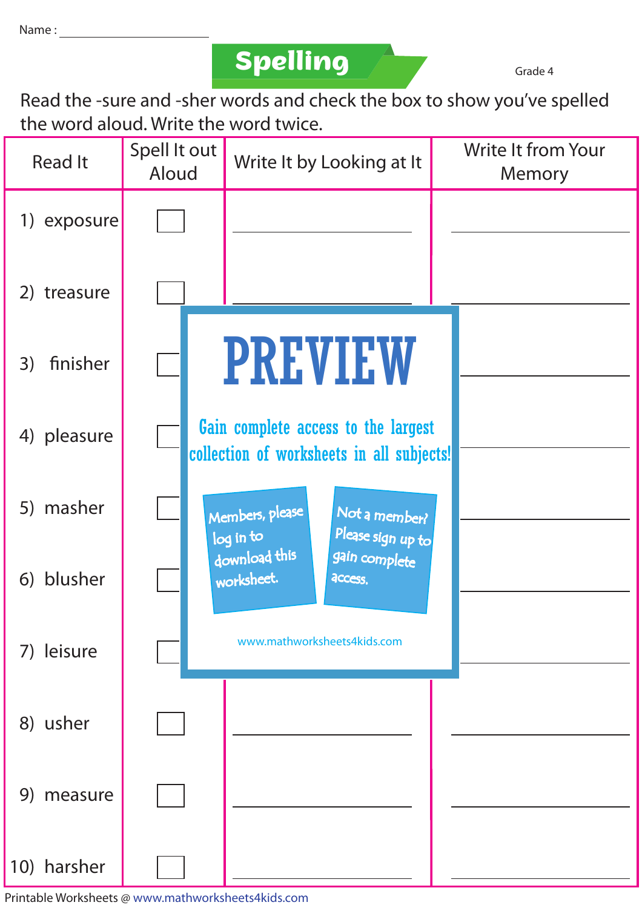Name : ____________________

# Spelling

Grade 4

Read the -sure and -sher words and check the box to show you've spelled the word aloud. Write the word twice.

| Read It | Spell It out Aloud | Write It by Looking at It | Write It from Your Memory |
|---|---|---|---|
| 1) exposure | ☐ | ____________ | ____________ |
| 2) treasure | ☐ | ____________ | ____________ |
| 3) finisher | ☐ | ____________ | ____________ |
| 4) pleasure | ☐ | ____________ | ____________ |
| 5) masher | ☐ | ____________ | ____________ |
| 6) blusher | ☐ | ____________ | ____________ |
| 7) leisure | ☐ | ____________ | ____________ |
| 8) usher | ☐ | ____________ | ____________ |
| 9) measure | ☐ | ____________ | ____________ |
| 10) harsher | ☐ | ____________ | ____________ |

PREVIEW

Gain complete access to the largest collection of worksheets in all subjects!

Members, please log in to download this worksheet.

Not a member? Please sign up to gain complete access.

www.mathworksheets4kids.com

Printable Worksheets @ www.mathworksheets4kids.com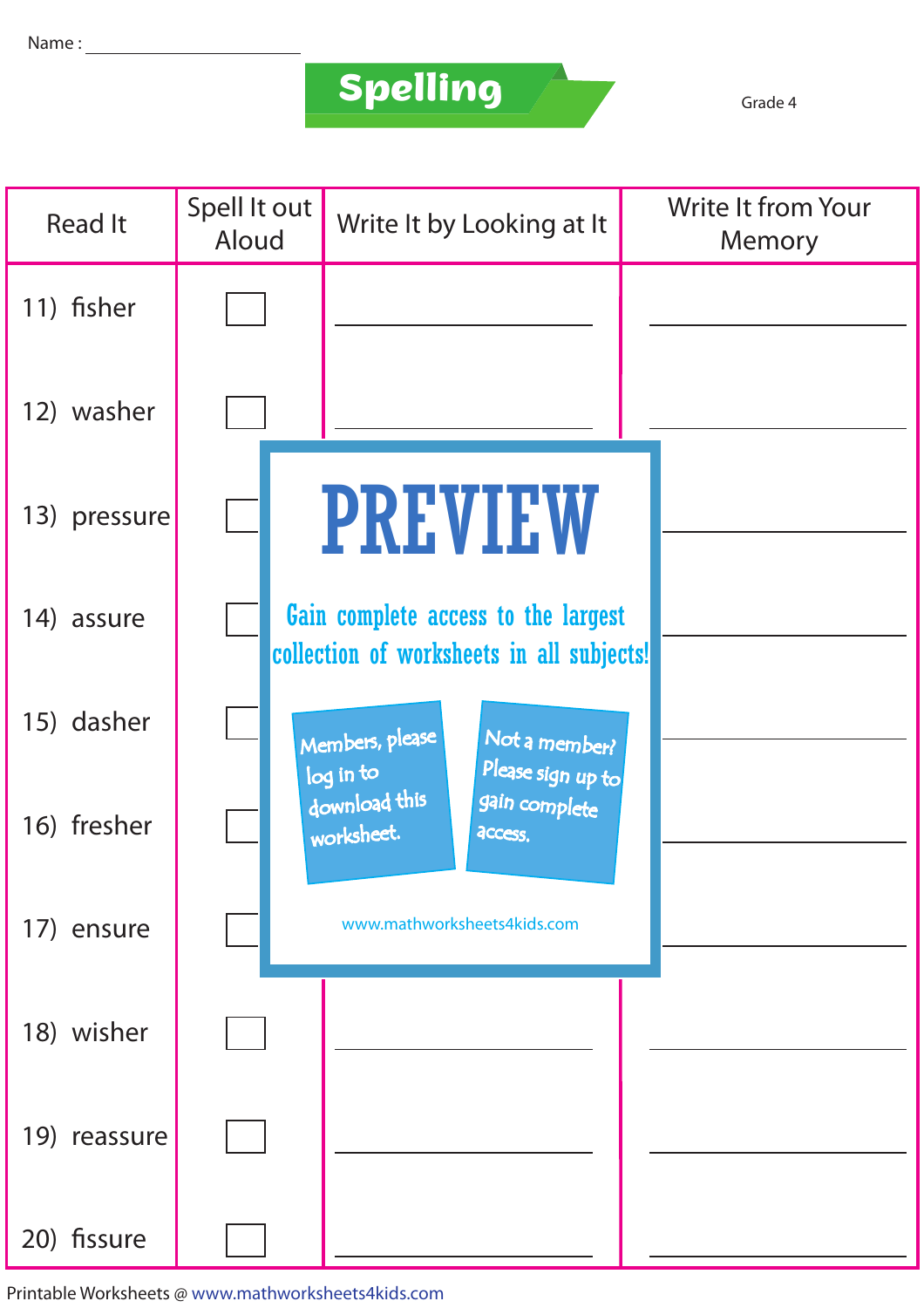Name : ____________________

# Spelling

Grade 4

| Read It | Spell It out Aloud | Write It by Looking at It | Write It from Your Memory |
|---|---|---|---|
| 11) fisher | ☐ | ____________ | ____________ |
| 12) washer | ☐ | ____________ | ____________ |
| 13) pressure | ☐ | ____________ | ____________ |
| 14) assure | ☐ | ____________ | ____________ |
| 15) dasher | ☐ | ____________ | ____________ |
| 16) fresher | ☐ | ____________ | ____________ |
| 17) ensure | ☐ | ____________ | ____________ |
| 18) wisher | ☐ | ____________ | ____________ |
| 19) reassure | ☐ | ____________ | ____________ |
| 20) fissure | ☐ | ____________ | ____________ |

PREVIEW

Gain complete access to the largest collection of worksheets in all subjects!

Members, please log in to download this worksheet.

Not a member? Please sign up to gain complete access.

www.mathworksheets4kids.com

Printable Worksheets @ www.mathworksheets4kids.com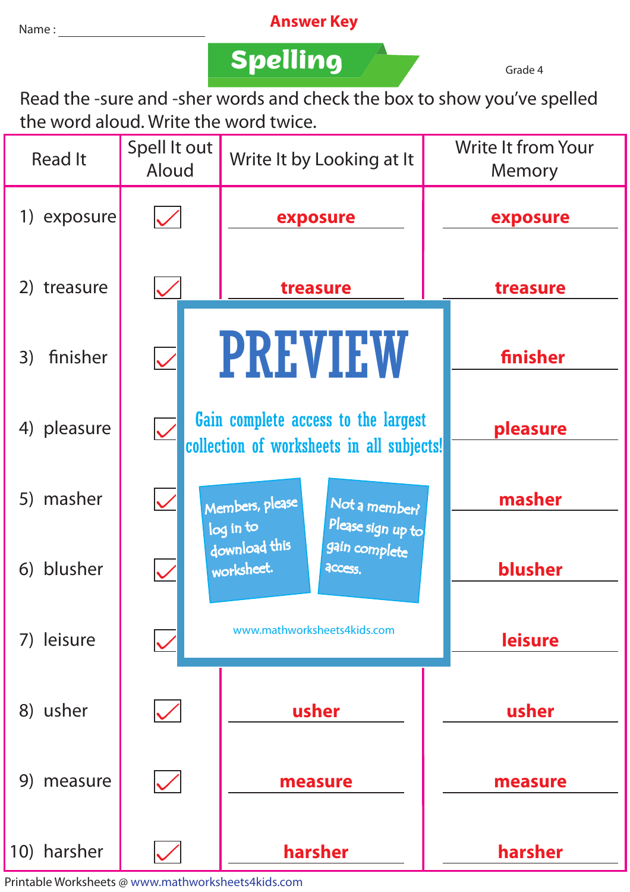Name : ____________________

**Answer Key**

# Spelling

Grade 4

Read the -sure and -sher words and check the box to show you've spelled the word aloud. Write the word twice.

| Read It | Spell It out Aloud | Write It by Looking at It | Write It from Your Memory |
|---|---|---|---|
| 1) exposure | ☑ | exposure | exposure |
| 2) treasure | ☑ | treasure | treasure |
| 3) finisher | ☑ | | finisher |
| 4) pleasure | ☑ | | pleasure |
| 5) masher | ☑ | | masher |
| 6) blusher | ☑ | | blusher |
| 7) leisure | ☑ | | leisure |
| 8) usher | ☑ | usher | usher |
| 9) measure | ☑ | measure | measure |
| 10) harsher | ☑ | harsher | harsher |

**PREVIEW**

Gain complete access to the largest collection of worksheets in all subjects!

Members, please log in to download this worksheet.

Not a member? Please sign up to gain complete access.

www.mathworksheets4kids.com

Printable Worksheets @ www.mathworksheets4kids.com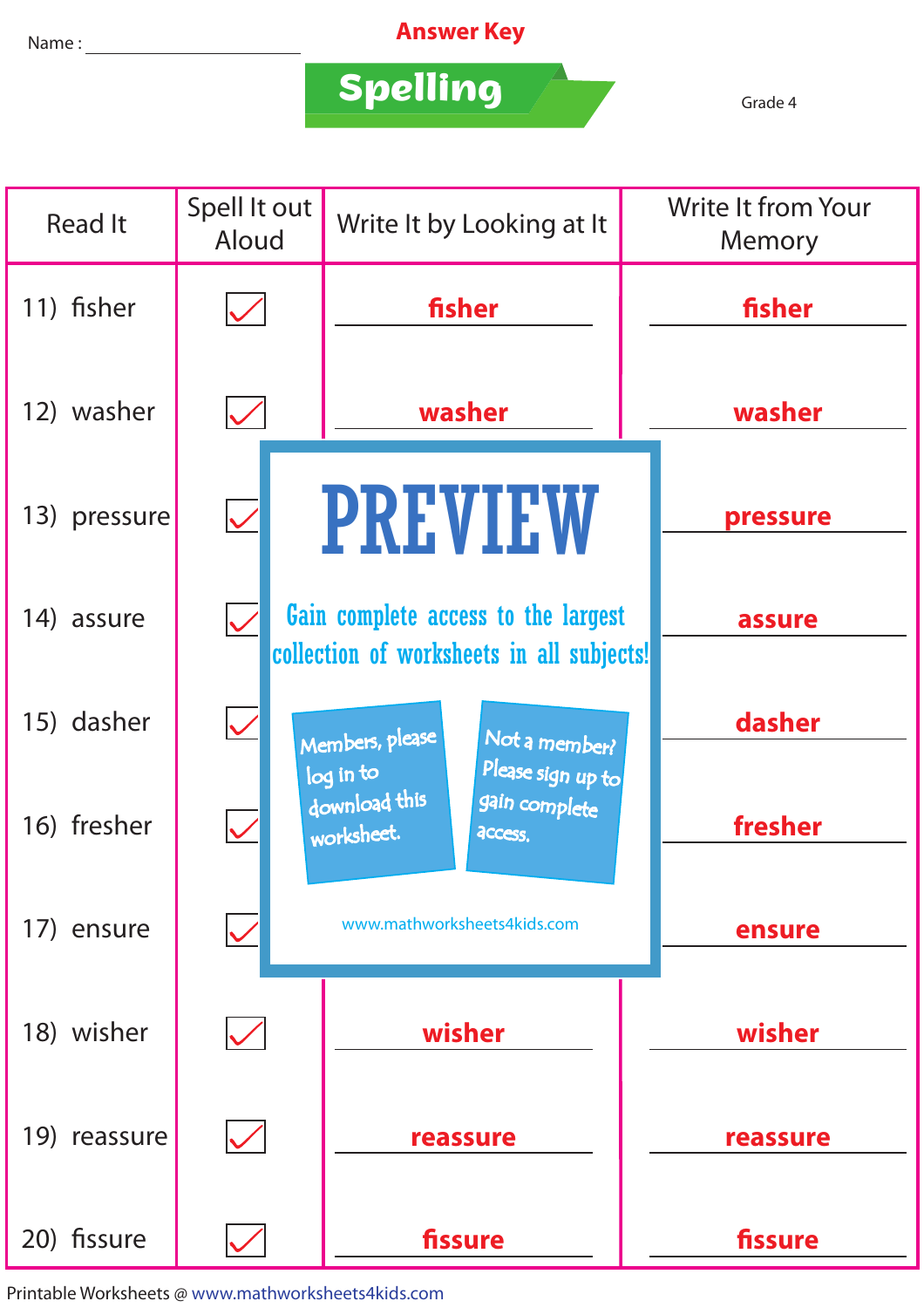Name : ____________________

**Answer Key**

# Spelling

Grade 4

| Read It | Spell It out Aloud | Write It by Looking at It | Write It from Your Memory |
|---|---|---|---|
| 11) fisher | ✓ | fisher | fisher |
| 12) washer | ✓ | washer | washer |
| 13) pressure | ✓ | | pressure |
| 14) assure | ✓ | | assure |
| 15) dasher | ✓ | | dasher |
| 16) fresher | ✓ | | fresher |
| 17) ensure | ✓ | | ensure |
| 18) wisher | ✓ | wisher | wisher |
| 19) reassure | ✓ | reassure | reassure |
| 20) fissure | ✓ | fissure | fissure |

PREVIEW

Gain complete access to the largest collection of worksheets in all subjects!

Members, please log in to download this worksheet.

Not a member? Please sign up to gain complete access.

www.mathworksheets4kids.com

Printable Worksheets @ www.mathworksheets4kids.com